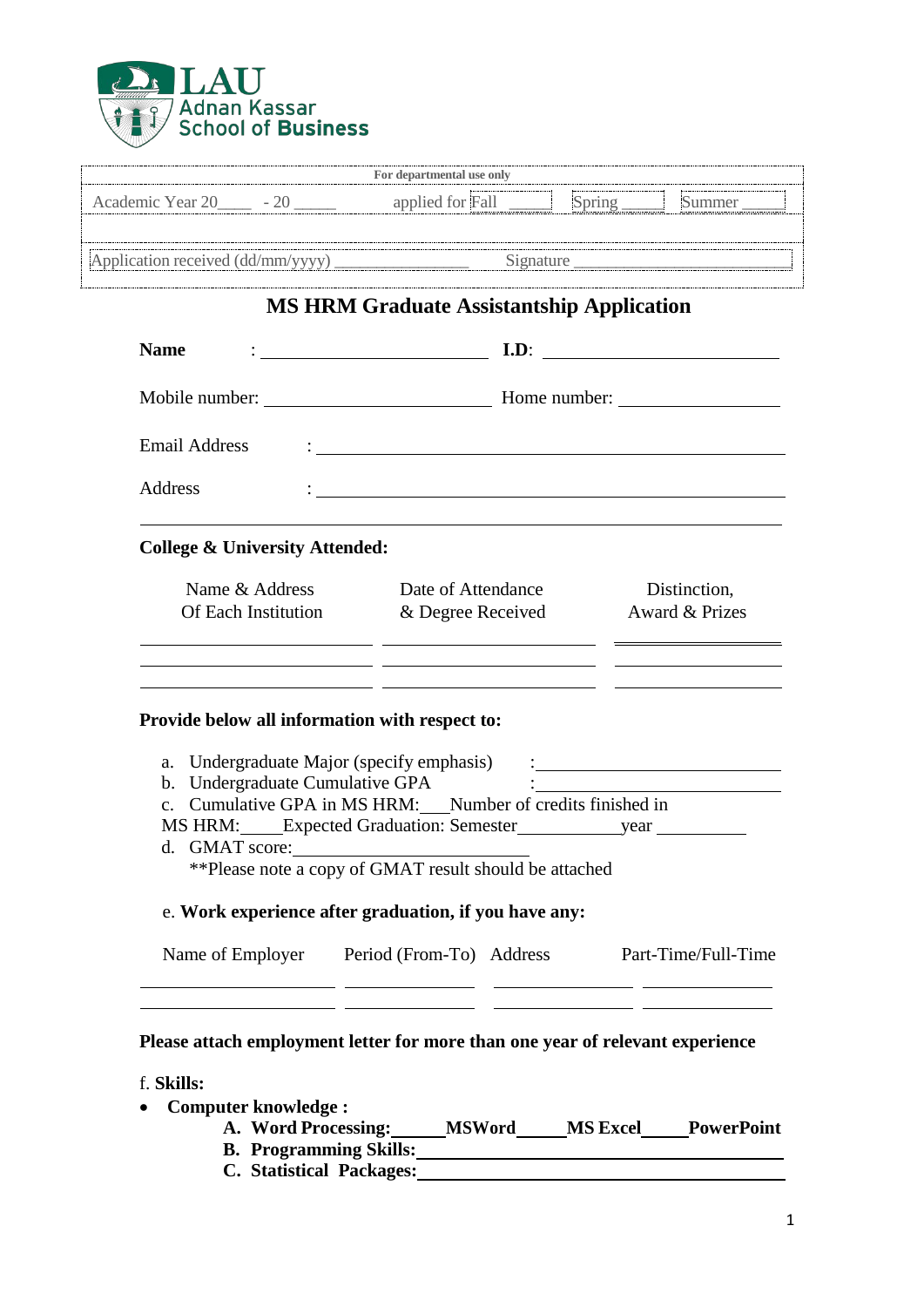LAU
Adnan Kassar
School of Business

| For departmental use only | | | |
|---|---|---|---|
| Academic Year 20____ - 20 _____ | applied for Fall _____ | Spring _____ | Summer _____ |
| Application received (dd/mm/yyyy) ________________ | Signature ____________________________ | | |

# MS HRM Graduate Assistantship Application

**Name** : ________________________ **I.D**: ________________________

Mobile number: ________________________ Home number: ________________

Email Address : ______________________________________________

Address : ______________________________________________

______________________________________________________________

**College & University Attended:**

| Name & Address Of Each Institution | Date of Attendance & Degree Received | Distinction, Award & Prizes |
|---|---|---|
| | | |
| | | |
| | | |

**Provide below all information with respect to:**

a. Undergraduate Major (specify emphasis) : ________________________
b. Undergraduate Cumulative GPA : ________________________
c. Cumulative GPA in MS HRM:___Number of credits finished in MS HRM:_____Expected Graduation: Semester___________year __________
d. GMAT score:________________________
   **Please note a copy of GMAT result should be attached

e. **Work experience after graduation, if you have any:**

| Name of Employer | Period (From-To) | Address | Part-Time/Full-Time |
|---|---|---|---|
| | | | |
| | | | |

**Please attach employment letter for more than one year of relevant experience**

f. **Skills:**

- **Computer knowledge :**
  - **A. Word Processing:_____MSWord_____MS Excel_____PowerPoint**
  - **B. Programming Skills:________________________________**
  - **C. Statistical Packages:_______________________________**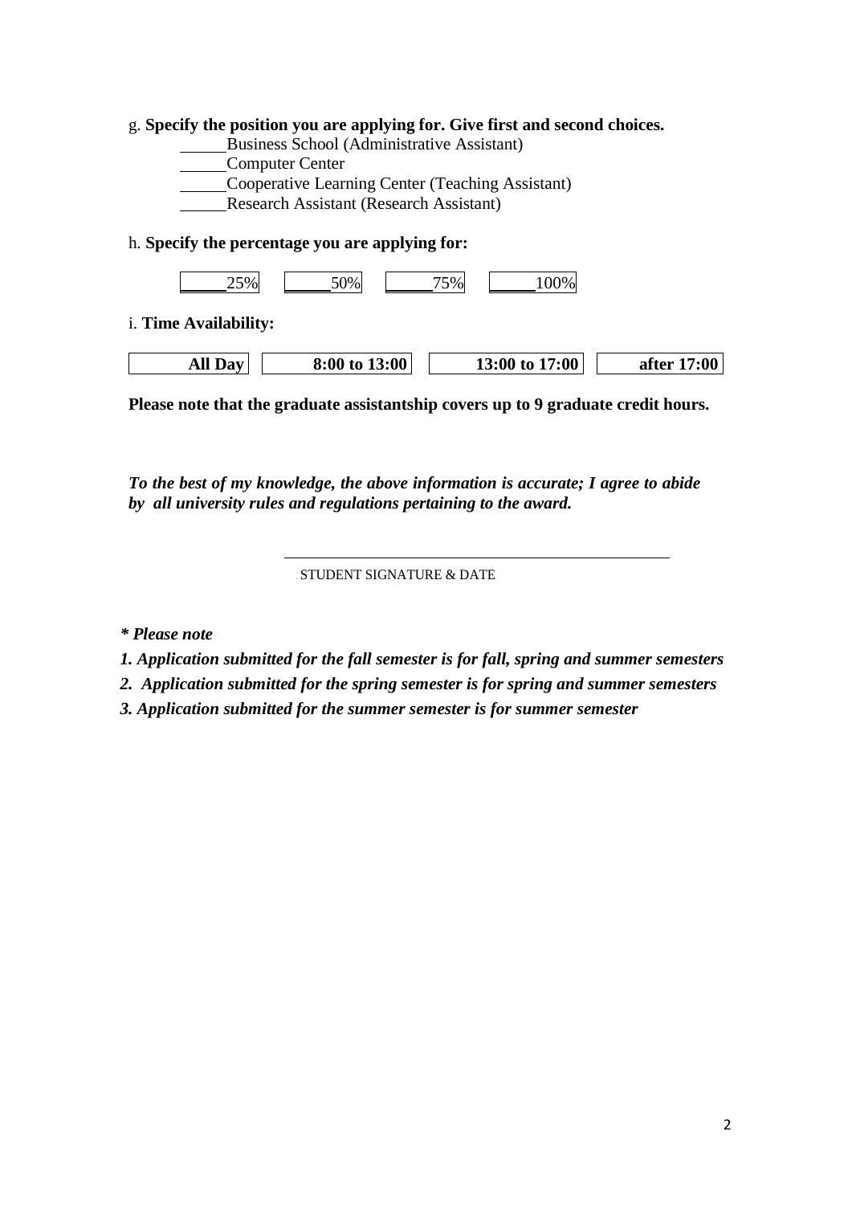g. **Specify the position you are applying for. Give first and second choices.**

______Business School (Administrative Assistant)
______Computer Center
______Cooperative Learning Center (Teaching Assistant)
______Research Assistant (Research Assistant)

h. **Specify the percentage you are applying for:**

| | | | |
|---|---|---|---|
| _____25% | _____50% | _____75% | _____100% |

i. **Time Availability:**

| | | | |
|---|---|---|---|
| **All Day** | **8:00 to 13:00** | **13:00 to 17:00** | **after 17:00** |

**Please note that the graduate assistantship covers up to 9 graduate credit hours.**

***To the best of my knowledge, the above information is accurate; I agree to abide by all university rules and regulations pertaining to the award.***

\_\_\_\_\_\_\_\_\_\_\_\_\_\_\_\_\_\_\_\_\_\_\_\_\_\_\_\_\_\_\_\_\_\_\_\_\_\_\_\_
STUDENT SIGNATURE & DATE

***\* Please note***

***1. Application submitted for the fall semester is for fall, spring and summer semesters***

***2. Application submitted for the spring semester is for spring and summer semesters***

***3. Application submitted for the summer semester is for summer semester***